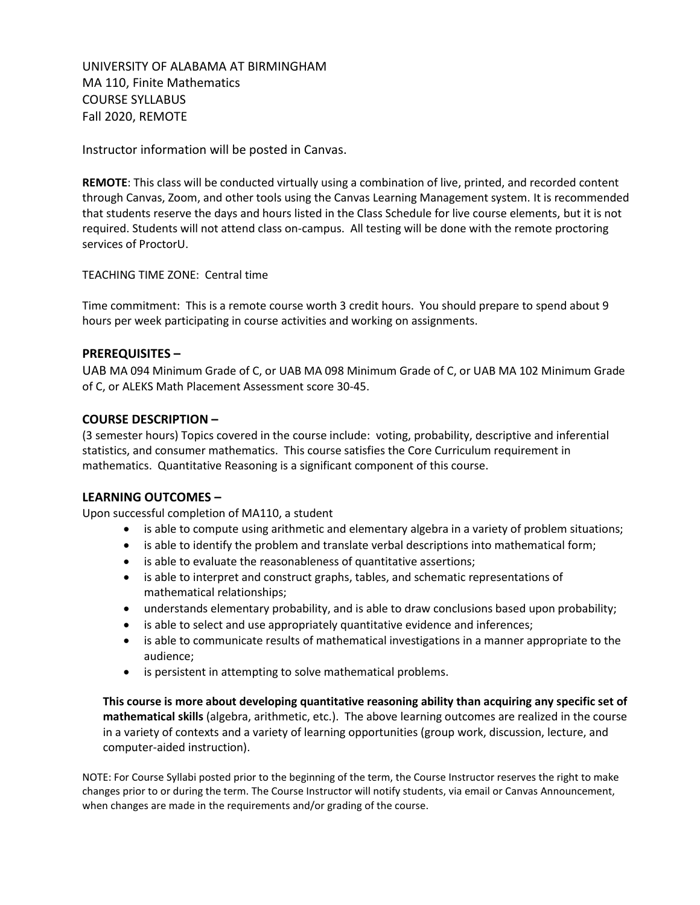UNIVERSITY OF ALABAMA AT BIRMINGHAM
MA 110, Finite Mathematics
COURSE SYLLABUS
Fall 2020, REMOTE

Instructor information will be posted in Canvas.

**REMOTE**: This class will be conducted virtually using a combination of live, printed, and recorded content through Canvas, Zoom, and other tools using the Canvas Learning Management system. It is recommended that students reserve the days and hours listed in the Class Schedule for live course elements, but it is not required. Students will not attend class on-campus. All testing will be done with the remote proctoring services of ProctorU.

TEACHING TIME ZONE: Central time

Time commitment: This is a remote course worth 3 credit hours. You should prepare to spend about 9 hours per week participating in course activities and working on assignments.

## PREREQUISITES –

UAB MA 094 Minimum Grade of C, or UAB MA 098 Minimum Grade of C, or UAB MA 102 Minimum Grade of C, or ALEKS Math Placement Assessment score 30-45.

## COURSE DESCRIPTION –

(3 semester hours) Topics covered in the course include: voting, probability, descriptive and inferential statistics, and consumer mathematics. This course satisfies the Core Curriculum requirement in mathematics. Quantitative Reasoning is a significant component of this course.

## LEARNING OUTCOMES –

Upon successful completion of MA110, a student

- is able to compute using arithmetic and elementary algebra in a variety of problem situations;
- is able to identify the problem and translate verbal descriptions into mathematical form;
- is able to evaluate the reasonableness of quantitative assertions;
- is able to interpret and construct graphs, tables, and schematic representations of mathematical relationships;
- understands elementary probability, and is able to draw conclusions based upon probability;
- is able to select and use appropriately quantitative evidence and inferences;
- is able to communicate results of mathematical investigations in a manner appropriate to the audience;
- is persistent in attempting to solve mathematical problems.

**This course is more about developing quantitative reasoning ability than acquiring any specific set of mathematical skills** (algebra, arithmetic, etc.). The above learning outcomes are realized in the course in a variety of contexts and a variety of learning opportunities (group work, discussion, lecture, and computer-aided instruction).

NOTE: For Course Syllabi posted prior to the beginning of the term, the Course Instructor reserves the right to make changes prior to or during the term. The Course Instructor will notify students, via email or Canvas Announcement, when changes are made in the requirements and/or grading of the course.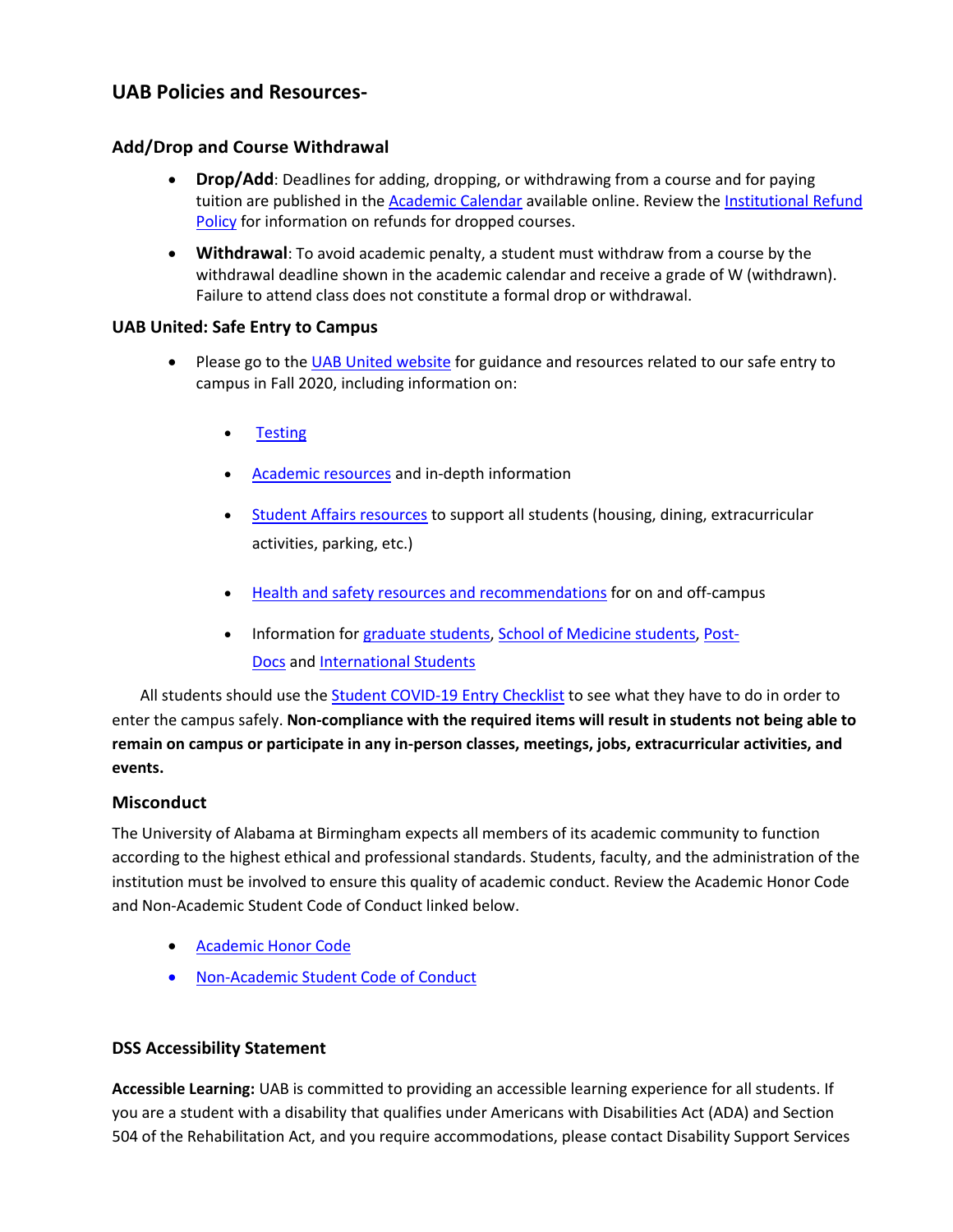## UAB Policies and Resources-

### Add/Drop and Course Withdrawal

- **Drop/Add**: Deadlines for adding, dropping, or withdrawing from a course and for paying tuition are published in the Academic Calendar available online. Review the Institutional Refund Policy for information on refunds for dropped courses.
- **Withdrawal**: To avoid academic penalty, a student must withdraw from a course by the withdrawal deadline shown in the academic calendar and receive a grade of W (withdrawn). Failure to attend class does not constitute a formal drop or withdrawal.

### UAB United: Safe Entry to Campus

- Please go to the UAB United website for guidance and resources related to our safe entry to campus in Fall 2020, including information on:
  - Testing
  - Academic resources and in-depth information
  - Student Affairs resources to support all students (housing, dining, extracurricular activities, parking, etc.)
  - Health and safety resources and recommendations for on and off-campus
  - Information for graduate students, School of Medicine students, Post-Docs and International Students

All students should use the Student COVID-19 Entry Checklist to see what they have to do in order to enter the campus safely. **Non-compliance with the required items will result in students not being able to remain on campus or participate in any in-person classes, meetings, jobs, extracurricular activities, and events.**

### Misconduct

The University of Alabama at Birmingham expects all members of its academic community to function according to the highest ethical and professional standards. Students, faculty, and the administration of the institution must be involved to ensure this quality of academic conduct. Review the Academic Honor Code and Non-Academic Student Code of Conduct linked below.

- Academic Honor Code
- Non-Academic Student Code of Conduct

### DSS Accessibility Statement

**Accessible Learning:** UAB is committed to providing an accessible learning experience for all students. If you are a student with a disability that qualifies under Americans with Disabilities Act (ADA) and Section 504 of the Rehabilitation Act, and you require accommodations, please contact Disability Support Services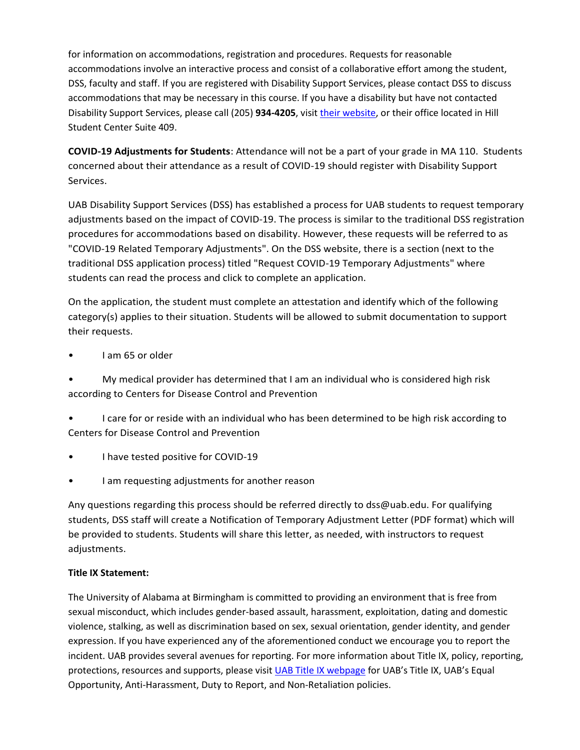for information on accommodations, registration and procedures. Requests for reasonable accommodations involve an interactive process and consist of a collaborative effort among the student, DSS, faculty and staff. If you are registered with Disability Support Services, please contact DSS to discuss accommodations that may be necessary in this course. If you have a disability but have not contacted Disability Support Services, please call (205) **934-4205**, visit their website, or their office located in Hill Student Center Suite 409.

**COVID-19 Adjustments for Students**: Attendance will not be a part of your grade in MA 110. Students concerned about their attendance as a result of COVID-19 should register with Disability Support Services.

UAB Disability Support Services (DSS) has established a process for UAB students to request temporary adjustments based on the impact of COVID-19. The process is similar to the traditional DSS registration procedures for accommodations based on disability. However, these requests will be referred to as "COVID-19 Related Temporary Adjustments". On the DSS website, there is a section (next to the traditional DSS application process) titled "Request COVID-19 Temporary Adjustments" where students can read the process and click to complete an application.

On the application, the student must complete an attestation and identify which of the following category(s) applies to their situation. Students will be allowed to submit documentation to support their requests.

- I am 65 or older
- My medical provider has determined that I am an individual who is considered high risk according to Centers for Disease Control and Prevention
- I care for or reside with an individual who has been determined to be high risk according to Centers for Disease Control and Prevention
- I have tested positive for COVID-19
- I am requesting adjustments for another reason

Any questions regarding this process should be referred directly to dss@uab.edu. For qualifying students, DSS staff will create a Notification of Temporary Adjustment Letter (PDF format) which will be provided to students. Students will share this letter, as needed, with instructors to request adjustments.

**Title IX Statement:**

The University of Alabama at Birmingham is committed to providing an environment that is free from sexual misconduct, which includes gender-based assault, harassment, exploitation, dating and domestic violence, stalking, as well as discrimination based on sex, sexual orientation, gender identity, and gender expression. If you have experienced any of the aforementioned conduct we encourage you to report the incident. UAB provides several avenues for reporting. For more information about Title IX, policy, reporting, protections, resources and supports, please visit UAB Title IX webpage for UAB's Title IX, UAB's Equal Opportunity, Anti-Harassment, Duty to Report, and Non-Retaliation policies.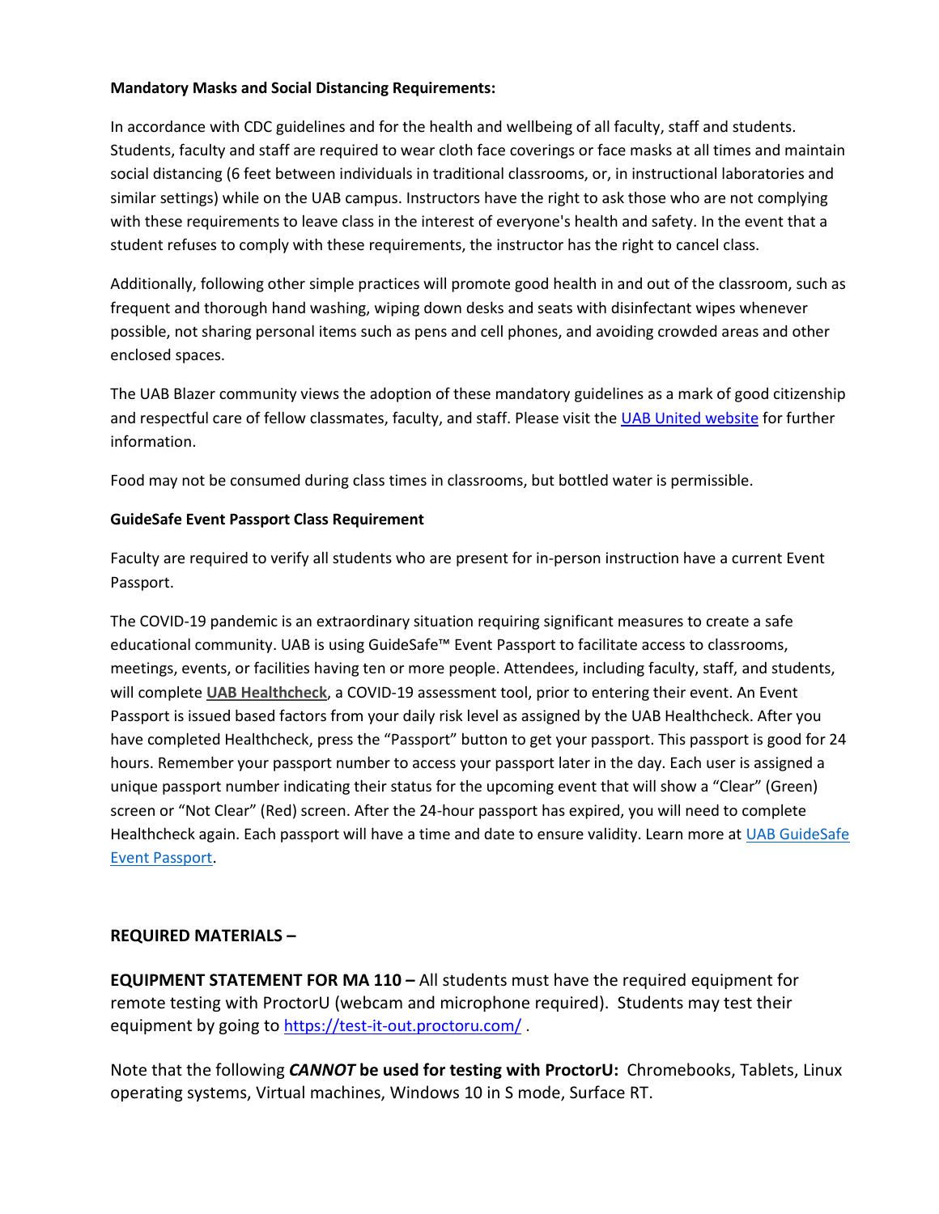**Mandatory Masks and Social Distancing Requirements:**

In accordance with CDC guidelines and for the health and wellbeing of all faculty, staff and students. Students, faculty and staff are required to wear cloth face coverings or face masks at all times and maintain social distancing (6 feet between individuals in traditional classrooms, or, in instructional laboratories and similar settings) while on the UAB campus. Instructors have the right to ask those who are not complying with these requirements to leave class in the interest of everyone's health and safety. In the event that a student refuses to comply with these requirements, the instructor has the right to cancel class.

Additionally, following other simple practices will promote good health in and out of the classroom, such as frequent and thorough hand washing, wiping down desks and seats with disinfectant wipes whenever possible, not sharing personal items such as pens and cell phones, and avoiding crowded areas and other enclosed spaces.

The UAB Blazer community views the adoption of these mandatory guidelines as a mark of good citizenship and respectful care of fellow classmates, faculty, and staff. Please visit the UAB United website for further information.

Food may not be consumed during class times in classrooms, but bottled water is permissible.

**GuideSafe Event Passport Class Requirement**

Faculty are required to verify all students who are present for in-person instruction have a current Event Passport.

The COVID-19 pandemic is an extraordinary situation requiring significant measures to create a safe educational community. UAB is using GuideSafe™ Event Passport to facilitate access to classrooms, meetings, events, or facilities having ten or more people. Attendees, including faculty, staff, and students, will complete **UAB Healthcheck**, a COVID-19 assessment tool, prior to entering their event. An Event Passport is issued based factors from your daily risk level as assigned by the UAB Healthcheck. After you have completed Healthcheck, press the "Passport" button to get your passport. This passport is good for 24 hours. Remember your passport number to access your passport later in the day. Each user is assigned a unique passport number indicating their status for the upcoming event that will show a "Clear" (Green) screen or "Not Clear" (Red) screen. After the 24-hour passport has expired, you will need to complete Healthcheck again. Each passport will have a time and date to ensure validity. Learn more at UAB GuideSafe Event Passport.

**REQUIRED MATERIALS –**

**EQUIPMENT STATEMENT FOR MA 110 –** All students must have the required equipment for remote testing with ProctorU (webcam and microphone required). Students may test their equipment by going to https://test-it-out.proctoru.com/ .

Note that the following ***CANNOT* be used for testing with ProctorU:** Chromebooks, Tablets, Linux operating systems, Virtual machines, Windows 10 in S mode, Surface RT.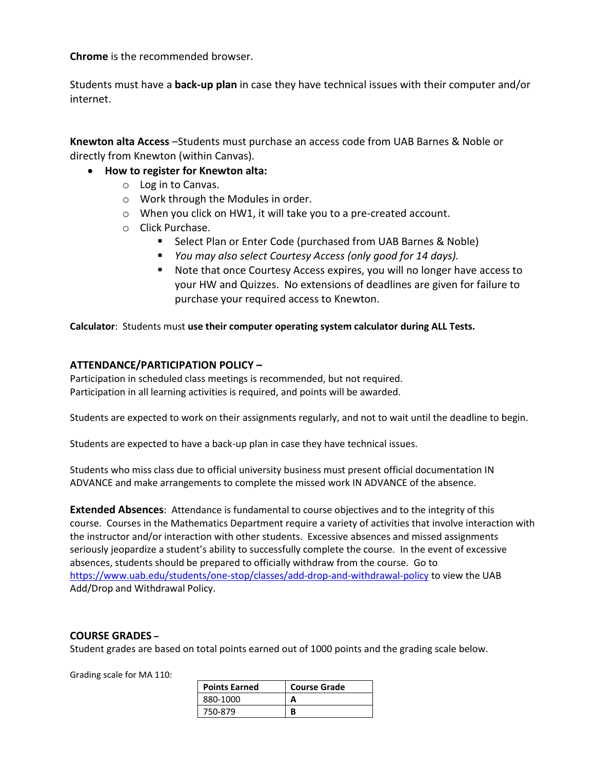**Chrome** is the recommended browser.

Students must have a **back-up plan** in case they have technical issues with their computer and/or internet.

**Knewton alta Access** –Students must purchase an access code from UAB Barnes & Noble or directly from Knewton (within Canvas).

- **How to register for Knewton alta:**
  - Log in to Canvas.
  - Work through the Modules in order.
  - When you click on HW1, it will take you to a pre-created account.
  - Click Purchase.
    - Select Plan or Enter Code (purchased from UAB Barnes & Noble)
    - *You may also select Courtesy Access (only good for 14 days).*
    - Note that once Courtesy Access expires, you will no longer have access to your HW and Quizzes. No extensions of deadlines are given for failure to purchase your required access to Knewton.

**Calculator**: Students must **use their computer operating system calculator during ALL Tests.**

## ATTENDANCE/PARTICIPATION POLICY –

Participation in scheduled class meetings is recommended, but not required.
Participation in all learning activities is required, and points will be awarded.

Students are expected to work on their assignments regularly, and not to wait until the deadline to begin.

Students are expected to have a back-up plan in case they have technical issues.

Students who miss class due to official university business must present official documentation IN ADVANCE and make arrangements to complete the missed work IN ADVANCE of the absence.

**Extended Absences**: Attendance is fundamental to course objectives and to the integrity of this course. Courses in the Mathematics Department require a variety of activities that involve interaction with the instructor and/or interaction with other students. Excessive absences and missed assignments seriously jeopardize a student's ability to successfully complete the course. In the event of excessive absences, students should be prepared to officially withdraw from the course. Go to https://www.uab.edu/students/one-stop/classes/add-drop-and-withdrawal-policy to view the UAB Add/Drop and Withdrawal Policy.

## COURSE GRADES –

Student grades are based on total points earned out of 1000 points and the grading scale below.

Grading scale for MA 110:

| Points Earned | Course Grade |
|---|---|
| 880-1000 | **A** |
| 750-879 | **B** |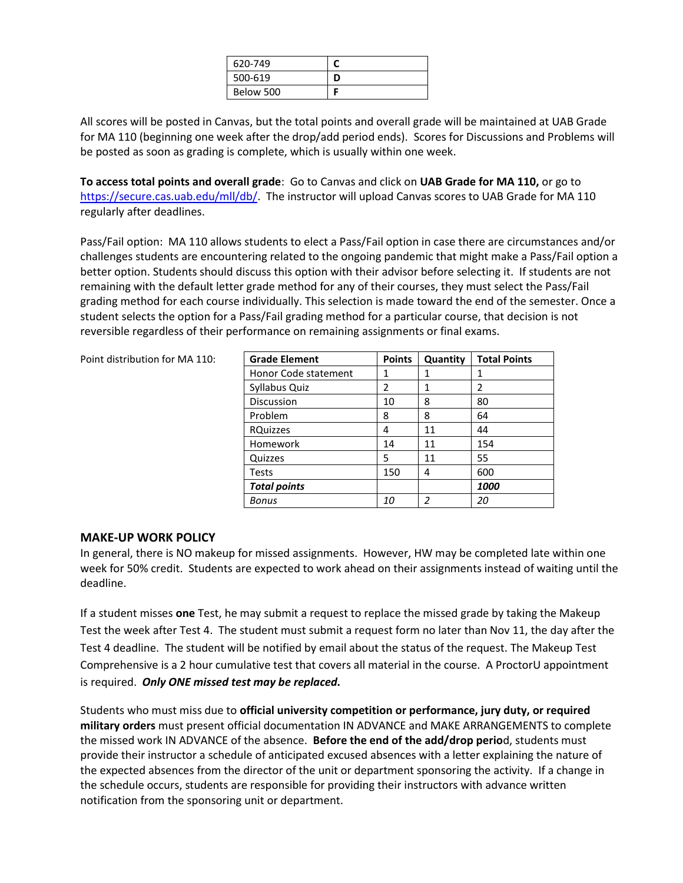| 620-749 | **C** |
|---|---|
| 500-619 | **D** |
| Below 500 | **F** |

All scores will be posted in Canvas, but the total points and overall grade will be maintained at UAB Grade for MA 110 (beginning one week after the drop/add period ends). Scores for Discussions and Problems will be posted as soon as grading is complete, which is usually within one week.

**To access total points and overall grade**: Go to Canvas and click on **UAB Grade for MA 110,** or go to https://secure.cas.uab.edu/mll/db/. The instructor will upload Canvas scores to UAB Grade for MA 110 regularly after deadlines.

Pass/Fail option: MA 110 allows students to elect a Pass/Fail option in case there are circumstances and/or challenges students are encountering related to the ongoing pandemic that might make a Pass/Fail option a better option. Students should discuss this option with their advisor before selecting it. If students are not remaining with the default letter grade method for any of their courses, they must select the Pass/Fail grading method for each course individually. This selection is made toward the end of the semester. Once a student selects the option for a Pass/Fail grading method for a particular course, that decision is not reversible regardless of their performance on remaining assignments or final exams.

Point distribution for MA 110:

| Grade Element | Points | Quantity | Total Points |
|---|---|---|---|
| Honor Code statement | 1 | 1 | 1 |
| Syllabus Quiz | 2 | 1 | 2 |
| Discussion | 10 | 8 | 80 |
| Problem | 8 | 8 | 64 |
| RQuizzes | 4 | 11 | 44 |
| Homework | 14 | 11 | 154 |
| Quizzes | 5 | 11 | 55 |
| Tests | 150 | 4 | 600 |
| ***Total points*** | | | ***1000*** |
| *Bonus* | *10* | *2* | *20* |

### MAKE-UP WORK POLICY

In general, there is NO makeup for missed assignments. However, HW may be completed late within one week for 50% credit. Students are expected to work ahead on their assignments instead of waiting until the deadline.

If a student misses **one** Test, he may submit a request to replace the missed grade by taking the Makeup Test the week after Test 4. The student must submit a request form no later than Nov 11, the day after the Test 4 deadline. The student will be notified by email about the status of the request. The Makeup Test Comprehensive is a 2 hour cumulative test that covers all material in the course. A ProctorU appointment is required. ***Only ONE missed test may be replaced.***

Students who must miss due to **official university competition or performance, jury duty, or required military orders** must present official documentation IN ADVANCE and MAKE ARRANGEMENTS to complete the missed work IN ADVANCE of the absence. **Before the end of the add/drop perio**d, students must provide their instructor a schedule of anticipated excused absences with a letter explaining the nature of the expected absences from the director of the unit or department sponsoring the activity. If a change in the schedule occurs, students are responsible for providing their instructors with advance written notification from the sponsoring unit or department.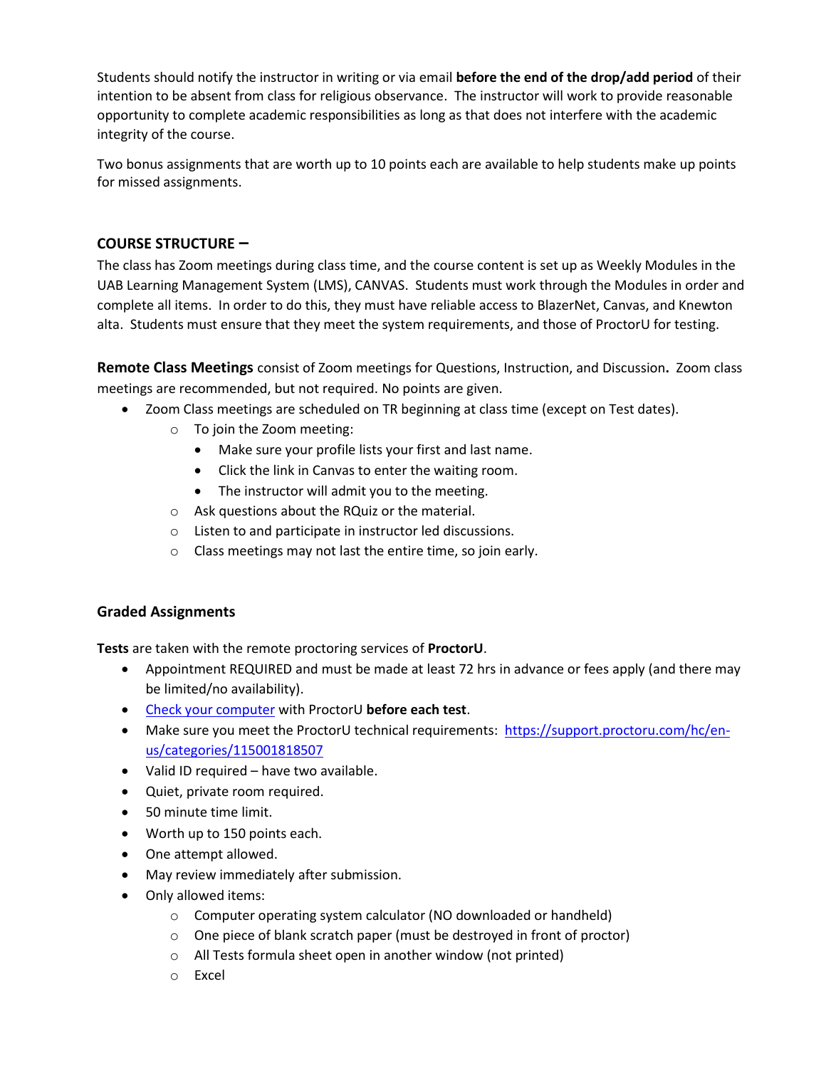Students should notify the instructor in writing or via email **before the end of the drop/add period** of their intention to be absent from class for religious observance. The instructor will work to provide reasonable opportunity to complete academic responsibilities as long as that does not interfere with the academic integrity of the course.

Two bonus assignments that are worth up to 10 points each are available to help students make up points for missed assignments.

## COURSE STRUCTURE –

The class has Zoom meetings during class time, and the course content is set up as Weekly Modules in the UAB Learning Management System (LMS), CANVAS. Students must work through the Modules in order and complete all items. In order to do this, they must have reliable access to BlazerNet, Canvas, and Knewton alta. Students must ensure that they meet the system requirements, and those of ProctorU for testing.

**Remote Class Meetings** consist of Zoom meetings for Questions, Instruction, and Discussion**.** Zoom class meetings are recommended, but not required. No points are given.

- Zoom Class meetings are scheduled on TR beginning at class time (except on Test dates).
  - To join the Zoom meeting:
    - Make sure your profile lists your first and last name.
    - Click the link in Canvas to enter the waiting room.
    - The instructor will admit you to the meeting.
  - Ask questions about the RQuiz or the material.
  - Listen to and participate in instructor led discussions.
  - Class meetings may not last the entire time, so join early.

### Graded Assignments

**Tests** are taken with the remote proctoring services of **ProctorU**.

- Appointment REQUIRED and must be made at least 72 hrs in advance or fees apply (and there may be limited/no availability).
- Check your computer with ProctorU **before each test**.
- Make sure you meet the ProctorU technical requirements: https://support.proctoru.com/hc/en-us/categories/115001818507
- Valid ID required – have two available.
- Quiet, private room required.
- 50 minute time limit.
- Worth up to 150 points each.
- One attempt allowed.
- May review immediately after submission.
- Only allowed items:
  - Computer operating system calculator (NO downloaded or handheld)
  - One piece of blank scratch paper (must be destroyed in front of proctor)
  - All Tests formula sheet open in another window (not printed)
  - Excel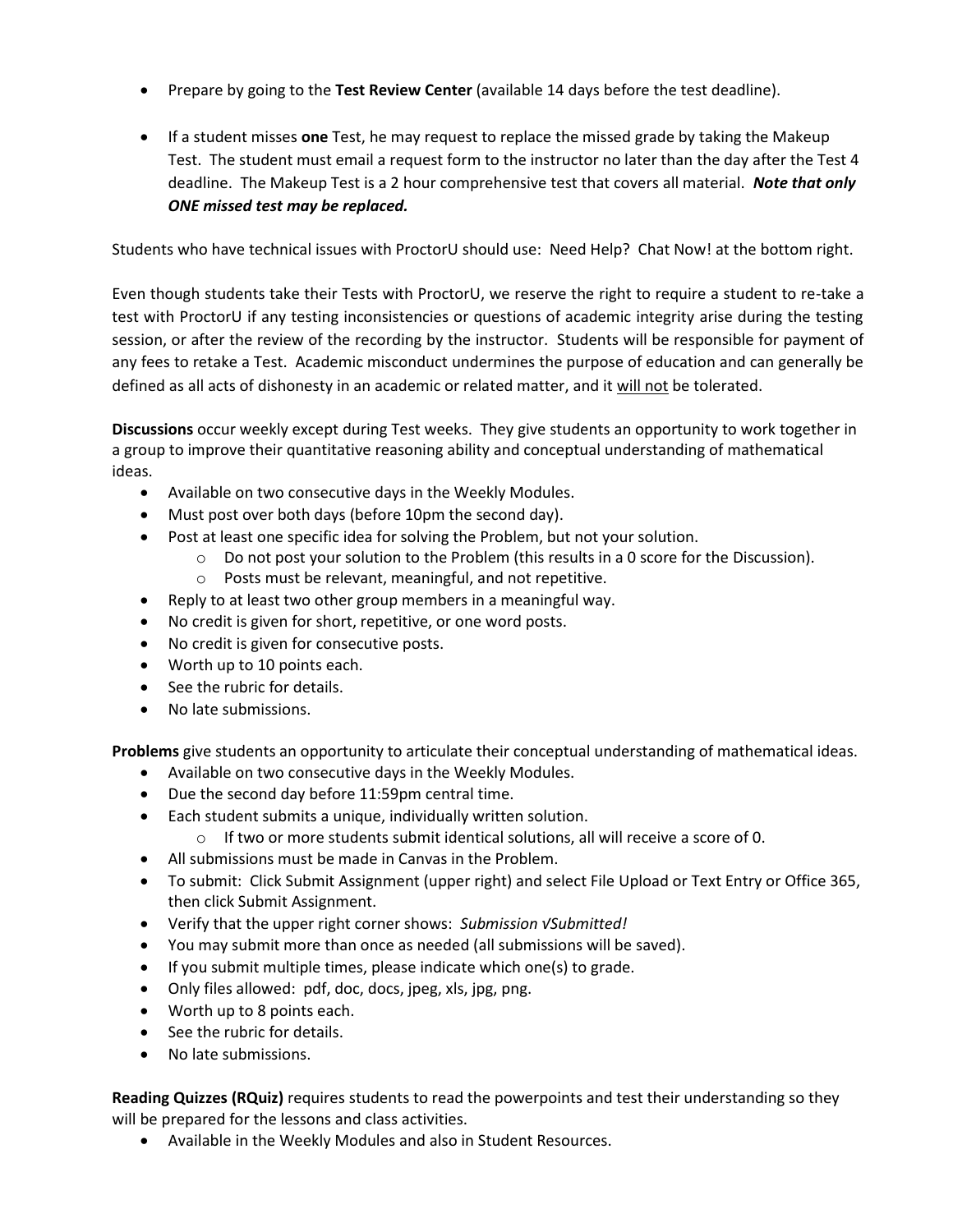- Prepare by going to the **Test Review Center** (available 14 days before the test deadline).

- If a student misses **one** Test, he may request to replace the missed grade by taking the Makeup Test. The student must email a request form to the instructor no later than the day after the Test 4 deadline. The Makeup Test is a 2 hour comprehensive test that covers all material. ***Note that only ONE missed test may be replaced.***

Students who have technical issues with ProctorU should use: Need Help? Chat Now! at the bottom right.

Even though students take their Tests with ProctorU, we reserve the right to require a student to re-take a test with ProctorU if any testing inconsistencies or questions of academic integrity arise during the testing session, or after the review of the recording by the instructor. Students will be responsible for payment of any fees to retake a Test. Academic misconduct undermines the purpose of education and can generally be defined as all acts of dishonesty in an academic or related matter, and it <u>will not</u> be tolerated.

**Discussions** occur weekly except during Test weeks. They give students an opportunity to work together in a group to improve their quantitative reasoning ability and conceptual understanding of mathematical ideas.

- Available on two consecutive days in the Weekly Modules.
- Must post over both days (before 10pm the second day).
- Post at least one specific idea for solving the Problem, but not your solution.
  - Do not post your solution to the Problem (this results in a 0 score for the Discussion).
  - Posts must be relevant, meaningful, and not repetitive.
- Reply to at least two other group members in a meaningful way.
- No credit is given for short, repetitive, or one word posts.
- No credit is given for consecutive posts.
- Worth up to 10 points each.
- See the rubric for details.
- No late submissions.

**Problems** give students an opportunity to articulate their conceptual understanding of mathematical ideas.

- Available on two consecutive days in the Weekly Modules.
- Due the second day before 11:59pm central time.
- Each student submits a unique, individually written solution.
  - If two or more students submit identical solutions, all will receive a score of 0.
- All submissions must be made in Canvas in the Problem.
- To submit: Click Submit Assignment (upper right) and select File Upload or Text Entry or Office 365, then click Submit Assignment.
- Verify that the upper right corner shows: *Submission √Submitted!*
- You may submit more than once as needed (all submissions will be saved).
- If you submit multiple times, please indicate which one(s) to grade.
- Only files allowed: pdf, doc, docs, jpeg, xls, jpg, png.
- Worth up to 8 points each.
- See the rubric for details.
- No late submissions.

**Reading Quizzes (RQuiz)** requires students to read the powerpoints and test their understanding so they will be prepared for the lessons and class activities.

- Available in the Weekly Modules and also in Student Resources.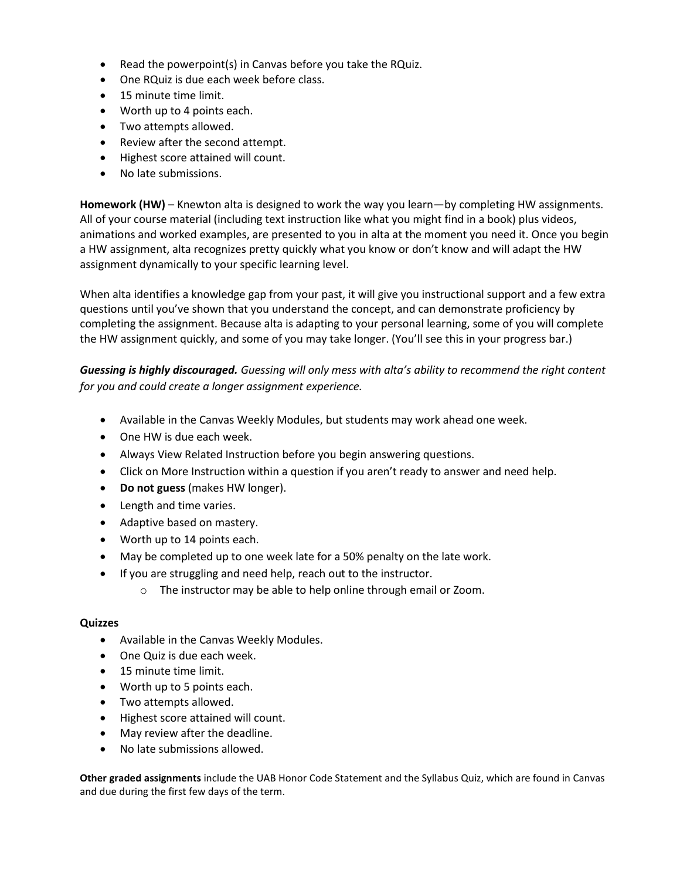- Read the powerpoint(s) in Canvas before you take the RQuiz.
- One RQuiz is due each week before class.
- 15 minute time limit.
- Worth up to 4 points each.
- Two attempts allowed.
- Review after the second attempt.
- Highest score attained will count.
- No late submissions.

**Homework (HW)** – Knewton alta is designed to work the way you learn—by completing HW assignments. All of your course material (including text instruction like what you might find in a book) plus videos, animations and worked examples, are presented to you in alta at the moment you need it. Once you begin a HW assignment, alta recognizes pretty quickly what you know or don't know and will adapt the HW assignment dynamically to your specific learning level.

When alta identifies a knowledge gap from your past, it will give you instructional support and a few extra questions until you've shown that you understand the concept, and can demonstrate proficiency by completing the assignment. Because alta is adapting to your personal learning, some of you will complete the HW assignment quickly, and some of you may take longer. (You'll see this in your progress bar.)

***Guessing is highly discouraged.*** *Guessing will only mess with alta's ability to recommend the right content for you and could create a longer assignment experience.*

- Available in the Canvas Weekly Modules, but students may work ahead one week.
- One HW is due each week.
- Always View Related Instruction before you begin answering questions.
- Click on More Instruction within a question if you aren't ready to answer and need help.
- **Do not guess** (makes HW longer).
- Length and time varies.
- Adaptive based on mastery.
- Worth up to 14 points each.
- May be completed up to one week late for a 50% penalty on the late work.
- If you are struggling and need help, reach out to the instructor.
    - The instructor may be able to help online through email or Zoom.

**Quizzes**

- Available in the Canvas Weekly Modules.
- One Quiz is due each week.
- 15 minute time limit.
- Worth up to 5 points each.
- Two attempts allowed.
- Highest score attained will count.
- May review after the deadline.
- No late submissions allowed.

**Other graded assignments** include the UAB Honor Code Statement and the Syllabus Quiz, which are found in Canvas and due during the first few days of the term.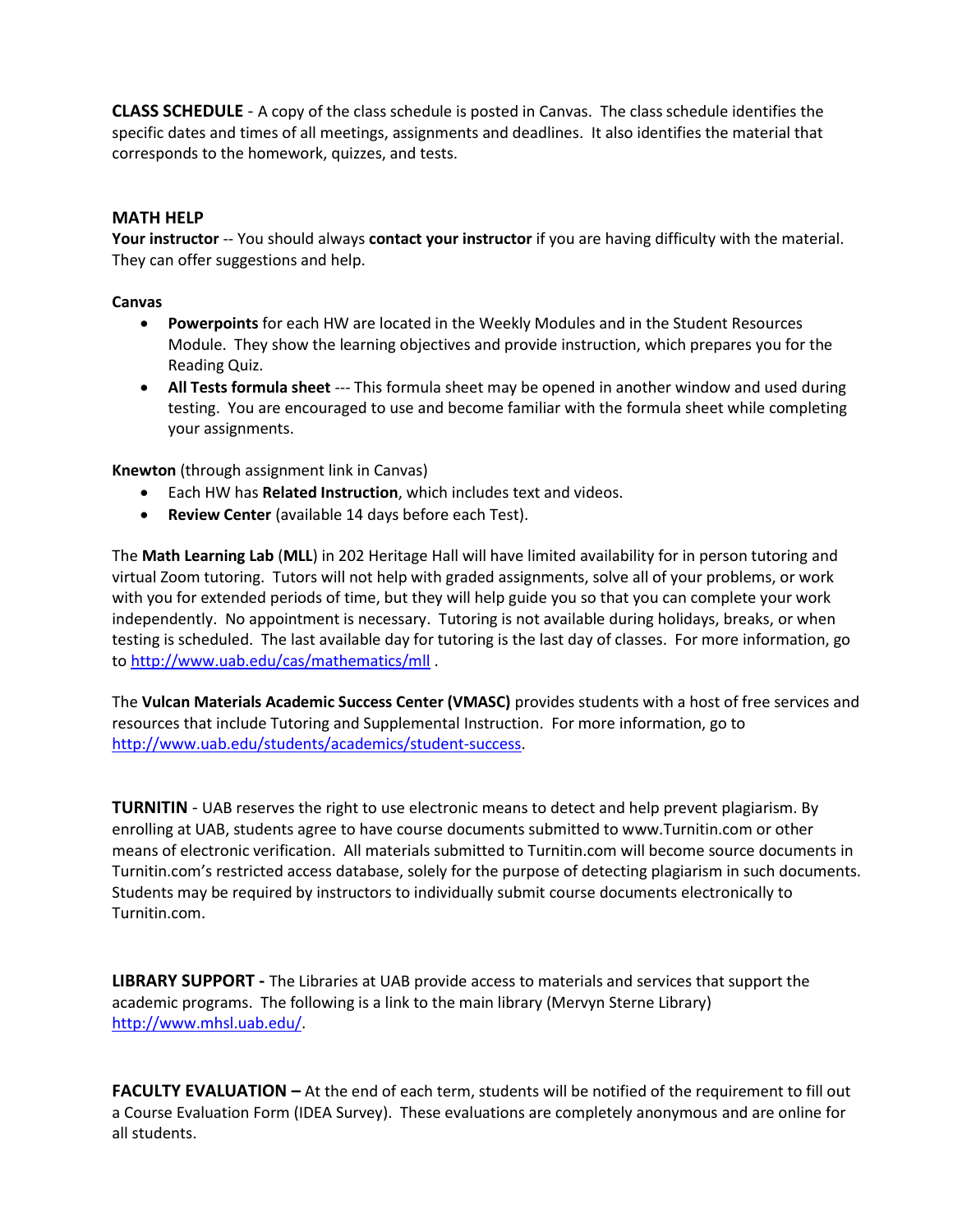**CLASS SCHEDULE** - A copy of the class schedule is posted in Canvas. The class schedule identifies the specific dates and times of all meetings, assignments and deadlines. It also identifies the material that corresponds to the homework, quizzes, and tests.

**MATH HELP**

**Your instructor** -- You should always **contact your instructor** if you are having difficulty with the material. They can offer suggestions and help.

**Canvas**

- **Powerpoints** for each HW are located in the Weekly Modules and in the Student Resources Module. They show the learning objectives and provide instruction, which prepares you for the Reading Quiz.
- **All Tests formula sheet** --- This formula sheet may be opened in another window and used during testing. You are encouraged to use and become familiar with the formula sheet while completing your assignments.

**Knewton** (through assignment link in Canvas)

- Each HW has **Related Instruction**, which includes text and videos.
- **Review Center** (available 14 days before each Test).

The **Math Learning Lab** (**MLL**) in 202 Heritage Hall will have limited availability for in person tutoring and virtual Zoom tutoring. Tutors will not help with graded assignments, solve all of your problems, or work with you for extended periods of time, but they will help guide you so that you can complete your work independently. No appointment is necessary. Tutoring is not available during holidays, breaks, or when testing is scheduled. The last available day for tutoring is the last day of classes. For more information, go to http://www.uab.edu/cas/mathematics/mll .

The **Vulcan Materials Academic Success Center (VMASC)** provides students with a host of free services and resources that include Tutoring and Supplemental Instruction. For more information, go to http://www.uab.edu/students/academics/student-success.

**TURNITIN** - UAB reserves the right to use electronic means to detect and help prevent plagiarism. By enrolling at UAB, students agree to have course documents submitted to www.Turnitin.com or other means of electronic verification. All materials submitted to Turnitin.com will become source documents in Turnitin.com's restricted access database, solely for the purpose of detecting plagiarism in such documents. Students may be required by instructors to individually submit course documents electronically to Turnitin.com.

**LIBRARY SUPPORT -** The Libraries at UAB provide access to materials and services that support the academic programs. The following is a link to the main library (Mervyn Sterne Library) http://www.mhsl.uab.edu/.

**FACULTY EVALUATION –** At the end of each term, students will be notified of the requirement to fill out a Course Evaluation Form (IDEA Survey). These evaluations are completely anonymous and are online for all students.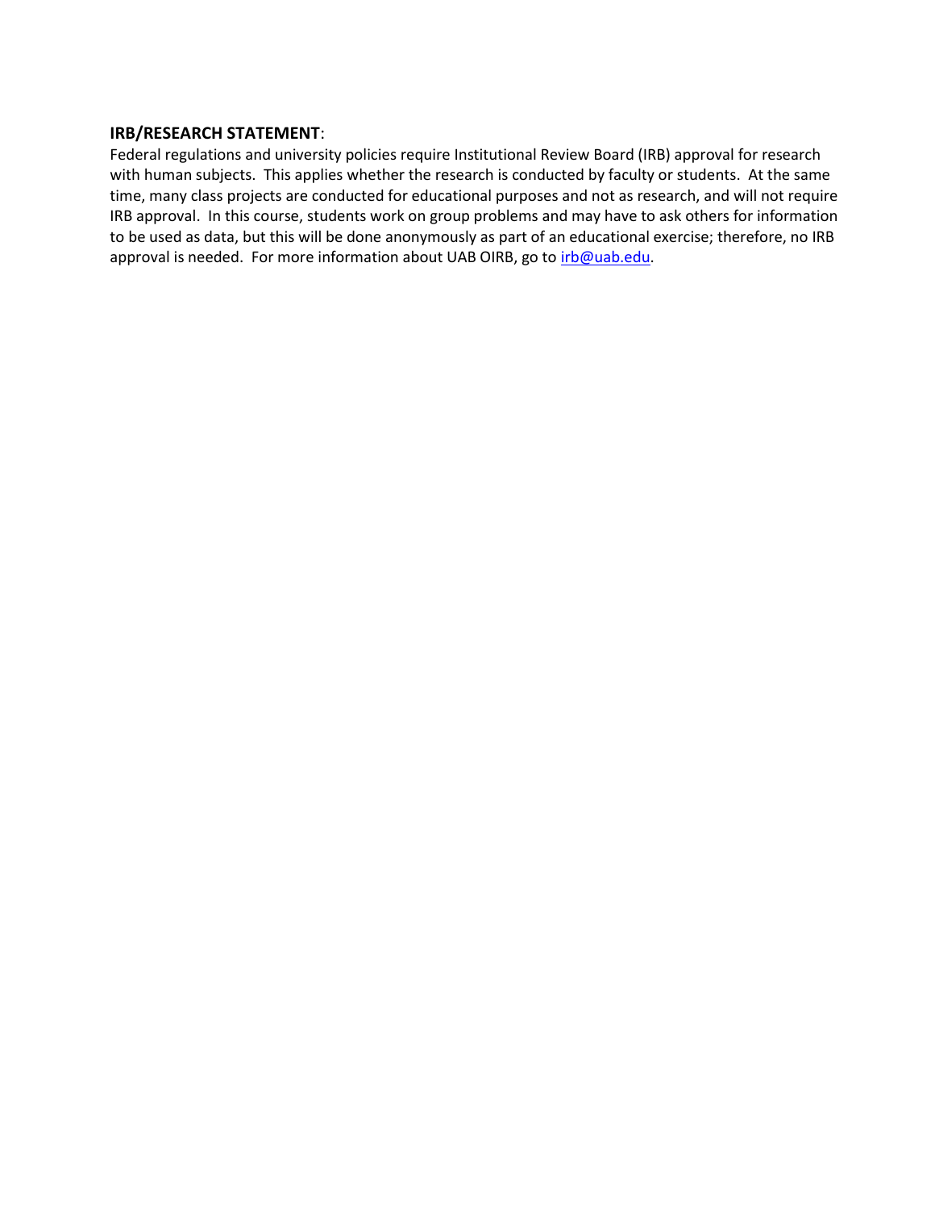**IRB/RESEARCH STATEMENT**:

Federal regulations and university policies require Institutional Review Board (IRB) approval for research with human subjects. This applies whether the research is conducted by faculty or students. At the same time, many class projects are conducted for educational purposes and not as research, and will not require IRB approval. In this course, students work on group problems and may have to ask others for information to be used as data, but this will be done anonymously as part of an educational exercise; therefore, no IRB approval is needed. For more information about UAB OIRB, go to [irb@uab.edu](mailto:irb@uab.edu).